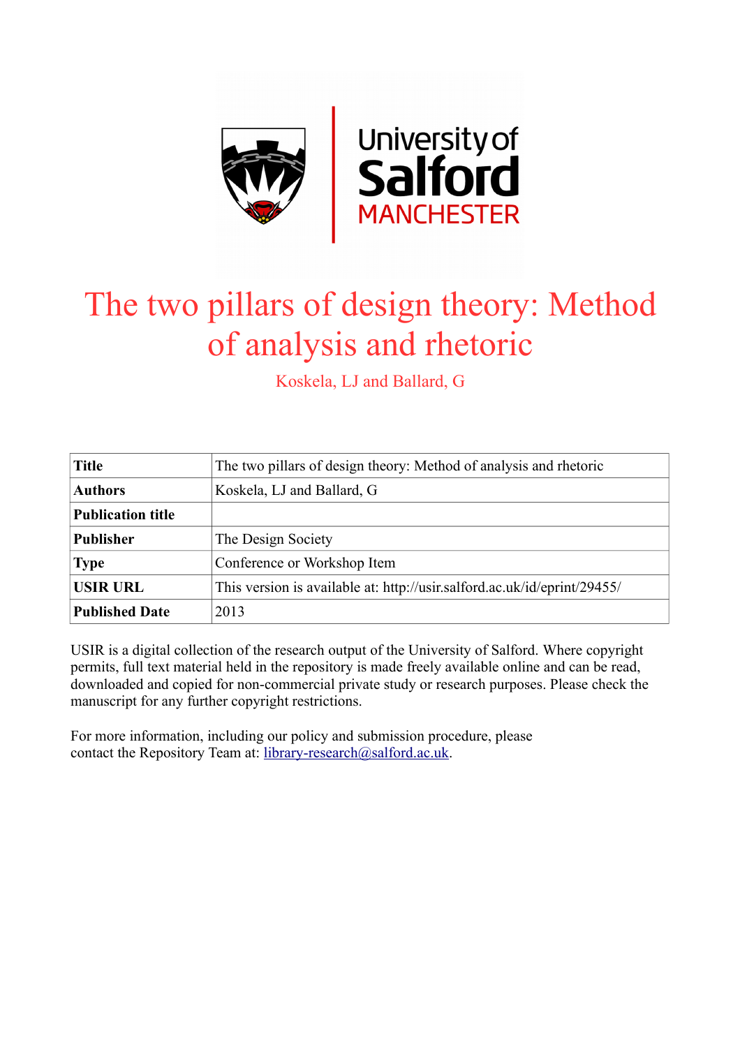# The two pillars of design theory: Method of analysis and rhetoric

Koskela, LJ and Ballard, G

| **Title** | The two pillars of design theory: Method of analysis and rhetoric |
|---|---|
| **Authors** | Koskela, LJ and Ballard, G |
| **Publication title** | |
| **Publisher** | The Design Society |
| **Type** | Conference or Workshop Item |
| **USIR URL** | This version is available at: http://usir.salford.ac.uk/id/eprint/29455/ |
| **Published Date** | 2013 |

USIR is a digital collection of the research output of the University of Salford. Where copyright permits, full text material held in the repository is made freely available online and can be read, downloaded and copied for non-commercial private study or research purposes. Please check the manuscript for any further copyright restrictions.

For more information, including our policy and submission procedure, please contact the Repository Team at: library-research@salford.ac.uk.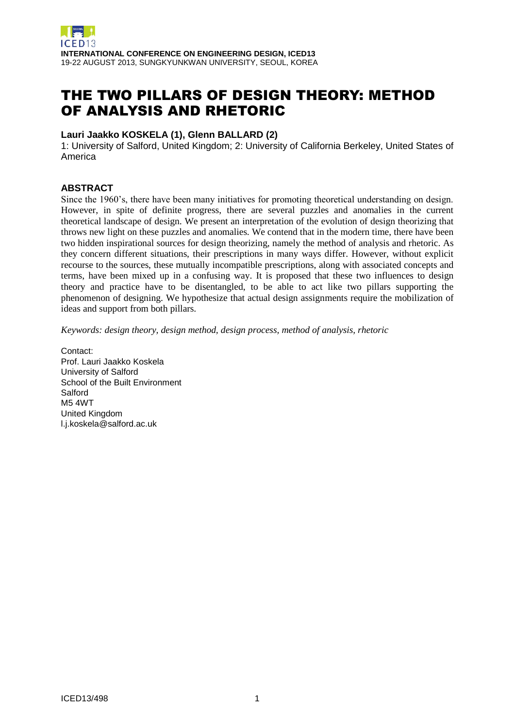# THE TWO PILLARS OF DESIGN THEORY: METHOD OF ANALYSIS AND RHETORIC

**Lauri Jaakko KOSKELA (1), Glenn BALLARD (2)**

1: University of Salford, United Kingdom; 2: University of California Berkeley, United States of America

## ABSTRACT

Since the 1960's, there have been many initiatives for promoting theoretical understanding on design. However, in spite of definite progress, there are several puzzles and anomalies in the current theoretical landscape of design. We present an interpretation of the evolution of design theorizing that throws new light on these puzzles and anomalies. We contend that in the modern time, there have been two hidden inspirational sources for design theorizing, namely the method of analysis and rhetoric. As they concern different situations, their prescriptions in many ways differ. However, without explicit recourse to the sources, these mutually incompatible prescriptions, along with associated concepts and terms, have been mixed up in a confusing way. It is proposed that these two influences to design theory and practice have to be disentangled, to be able to act like two pillars supporting the phenomenon of designing. We hypothesize that actual design assignments require the mobilization of ideas and support from both pillars.

*Keywords: design theory, design method, design process, method of analysis, rhetoric*

Contact:
Prof. Lauri Jaakko Koskela
University of Salford
School of the Built Environment
Salford
M5 4WT
United Kingdom
l.j.koskela@salford.ac.uk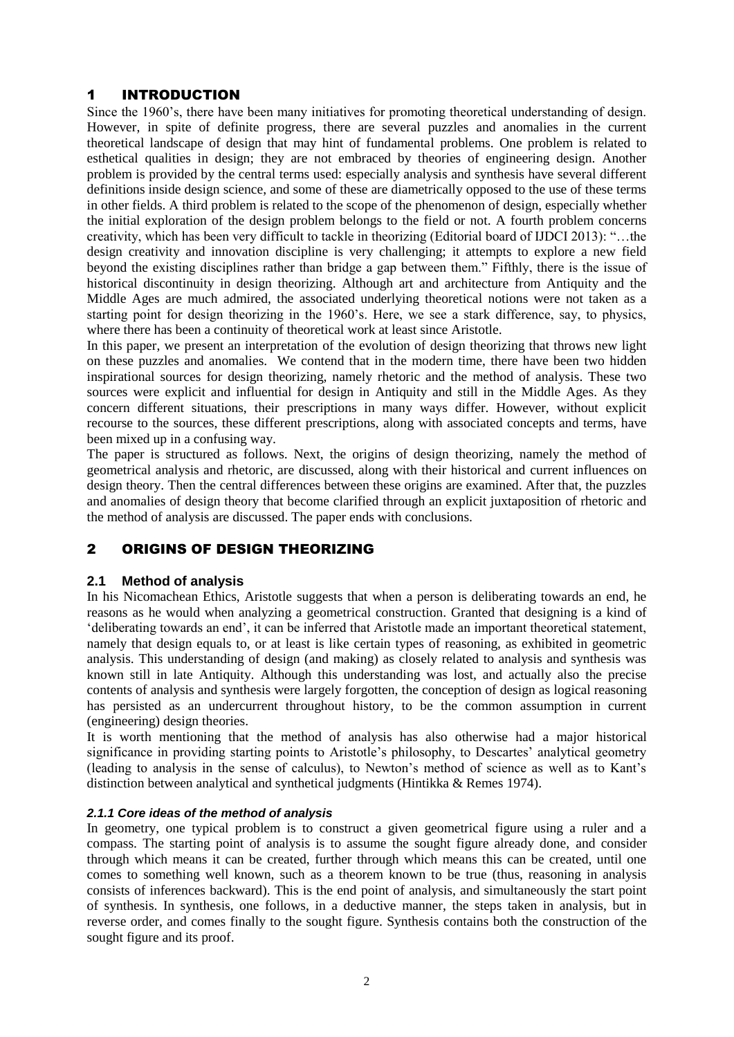# 1 INTRODUCTION

Since the 1960's, there have been many initiatives for promoting theoretical understanding of design. However, in spite of definite progress, there are several puzzles and anomalies in the current theoretical landscape of design that may hint of fundamental problems. One problem is related to esthetical qualities in design; they are not embraced by theories of engineering design. Another problem is provided by the central terms used: especially analysis and synthesis have several different definitions inside design science, and some of these are diametrically opposed to the use of these terms in other fields. A third problem is related to the scope of the phenomenon of design, especially whether the initial exploration of the design problem belongs to the field or not. A fourth problem concerns creativity, which has been very difficult to tackle in theorizing (Editorial board of IJDCI 2013): "…the design creativity and innovation discipline is very challenging; it attempts to explore a new field beyond the existing disciplines rather than bridge a gap between them." Fifthly, there is the issue of historical discontinuity in design theorizing. Although art and architecture from Antiquity and the Middle Ages are much admired, the associated underlying theoretical notions were not taken as a starting point for design theorizing in the 1960's. Here, we see a stark difference, say, to physics, where there has been a continuity of theoretical work at least since Aristotle.

In this paper, we present an interpretation of the evolution of design theorizing that throws new light on these puzzles and anomalies. We contend that in the modern time, there have been two hidden inspirational sources for design theorizing, namely rhetoric and the method of analysis. These two sources were explicit and influential for design in Antiquity and still in the Middle Ages. As they concern different situations, their prescriptions in many ways differ. However, without explicit recourse to the sources, these different prescriptions, along with associated concepts and terms, have been mixed up in a confusing way.

The paper is structured as follows. Next, the origins of design theorizing, namely the method of geometrical analysis and rhetoric, are discussed, along with their historical and current influences on design theory. Then the central differences between these origins are examined. After that, the puzzles and anomalies of design theory that become clarified through an explicit juxtaposition of rhetoric and the method of analysis are discussed. The paper ends with conclusions.

# 2 ORIGINS OF DESIGN THEORIZING

## 2.1 Method of analysis

In his Nicomachean Ethics, Aristotle suggests that when a person is deliberating towards an end, he reasons as he would when analyzing a geometrical construction. Granted that designing is a kind of 'deliberating towards an end', it can be inferred that Aristotle made an important theoretical statement, namely that design equals to, or at least is like certain types of reasoning, as exhibited in geometric analysis. This understanding of design (and making) as closely related to analysis and synthesis was known still in late Antiquity. Although this understanding was lost, and actually also the precise contents of analysis and synthesis were largely forgotten, the conception of design as logical reasoning has persisted as an undercurrent throughout history, to be the common assumption in current (engineering) design theories.

It is worth mentioning that the method of analysis has also otherwise had a major historical significance in providing starting points to Aristotle's philosophy, to Descartes' analytical geometry (leading to analysis in the sense of calculus), to Newton's method of science as well as to Kant's distinction between analytical and synthetical judgments (Hintikka & Remes 1974).

### *2.1.1 Core ideas of the method of analysis*

In geometry, one typical problem is to construct a given geometrical figure using a ruler and a compass. The starting point of analysis is to assume the sought figure already done, and consider through which means it can be created, further through which means this can be created, until one comes to something well known, such as a theorem known to be true (thus, reasoning in analysis consists of inferences backward). This is the end point of analysis, and simultaneously the start point of synthesis. In synthesis, one follows, in a deductive manner, the steps taken in analysis, but in reverse order, and comes finally to the sought figure. Synthesis contains both the construction of the sought figure and its proof.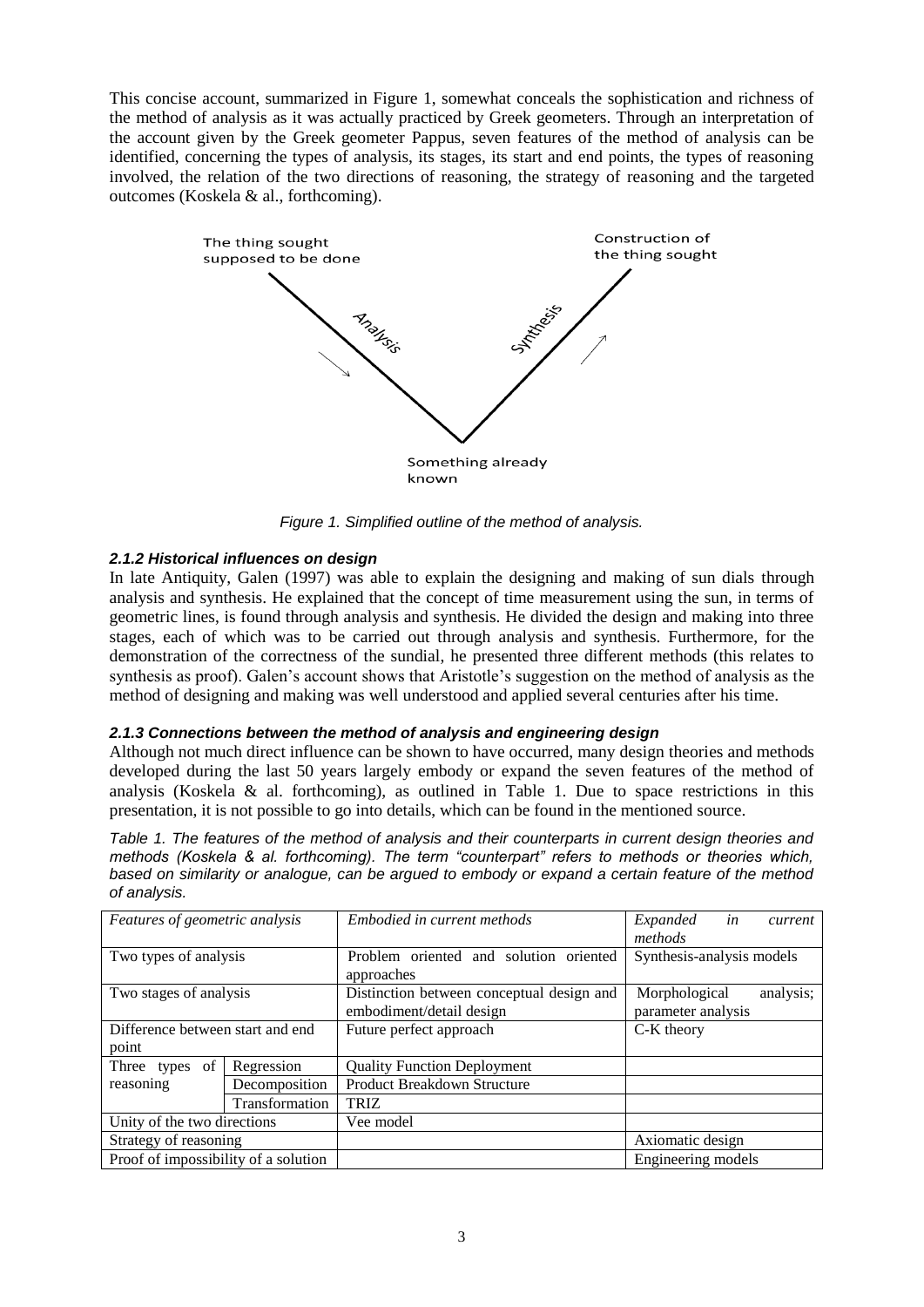This concise account, summarized in Figure 1, somewhat conceals the sophistication and richness of the method of analysis as it was actually practiced by Greek geometers. Through an interpretation of the account given by the Greek geometer Pappus, seven features of the method of analysis can be identified, concerning the types of analysis, its stages, its start and end points, the types of reasoning involved, the relation of the two directions of reasoning, the strategy of reasoning and the targeted outcomes (Koskela & al., forthcoming).

The thing sought supposed to be done

Construction of the thing sought

Analysis

Synthesis

Something already known

*Figure 1. Simplified outline of the method of analysis.*

#### *2.1.2 Historical influences on design*

In late Antiquity, Galen (1997) was able to explain the designing and making of sun dials through analysis and synthesis. He explained that the concept of time measurement using the sun, in terms of geometric lines, is found through analysis and synthesis. He divided the design and making into three stages, each of which was to be carried out through analysis and synthesis. Furthermore, for the demonstration of the correctness of the sundial, he presented three different methods (this relates to synthesis as proof). Galen's account shows that Aristotle's suggestion on the method of analysis as the method of designing and making was well understood and applied several centuries after his time.

#### *2.1.3 Connections between the method of analysis and engineering design*

Although not much direct influence can be shown to have occurred, many design theories and methods developed during the last 50 years largely embody or expand the seven features of the method of analysis (Koskela & al. forthcoming), as outlined in Table 1. Due to space restrictions in this presentation, it is not possible to go into details, which can be found in the mentioned source.

*Table 1. The features of the method of analysis and their counterparts in current design theories and methods (Koskela & al. forthcoming). The term "counterpart" refers to methods or theories which, based on similarity or analogue, can be argued to embody or expand a certain feature of the method of analysis.*

| *Features of geometric analysis* | | *Embodied in current methods* | *Expanded in current methods* |
|---|---|---|---|
| Two types of analysis | | Problem oriented and solution oriented approaches | Synthesis-analysis models |
| Two stages of analysis | | Distinction between conceptual design and embodiment/detail design | Morphological analysis; parameter analysis |
| Difference between start and end point | | Future perfect approach | C-K theory |
| Three types of reasoning | Regression | Quality Function Deployment | |
| | Decomposition | Product Breakdown Structure | |
| | Transformation | TRIZ | |
| Unity of the two directions | | Vee model | |
| Strategy of reasoning | | | Axiomatic design |
| Proof of impossibility of a solution | | | Engineering models |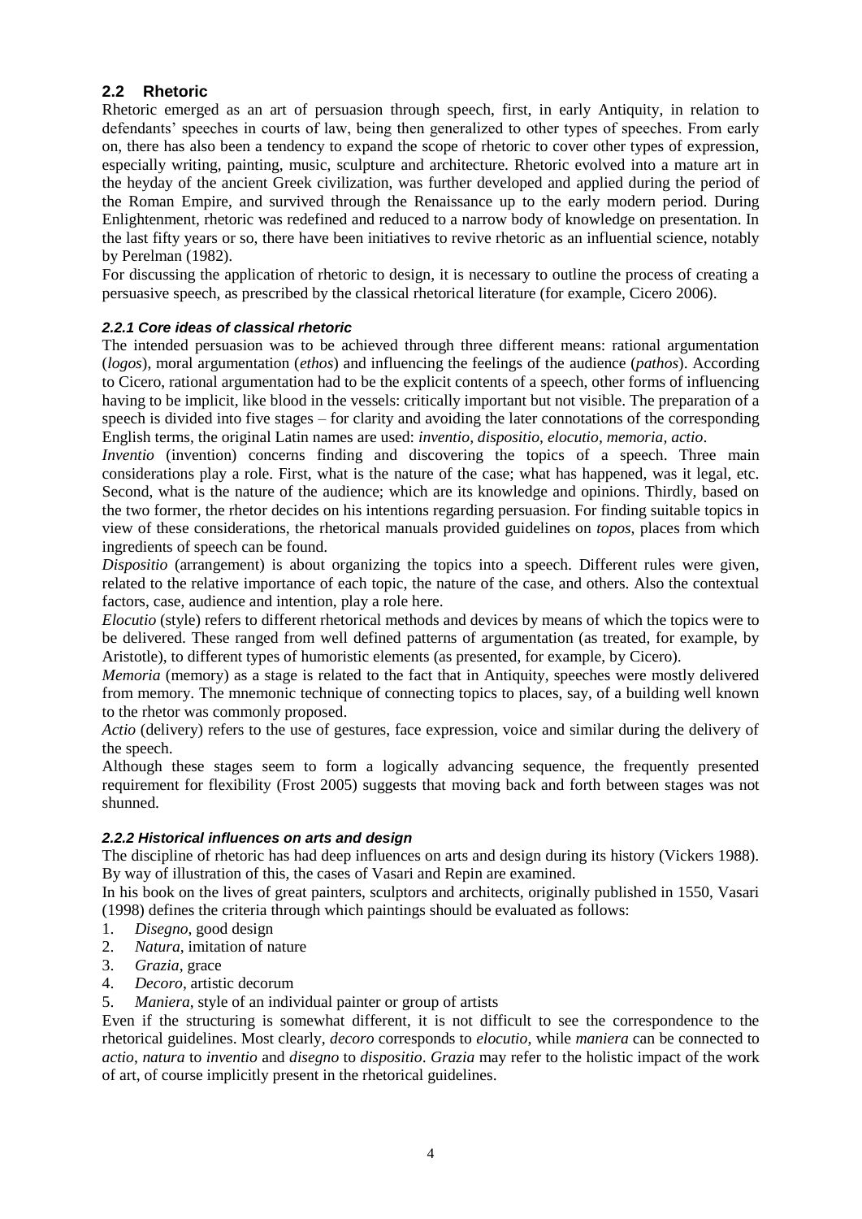## 2.2 Rhetoric

Rhetoric emerged as an art of persuasion through speech, first, in early Antiquity, in relation to defendants' speeches in courts of law, being then generalized to other types of speeches. From early on, there has also been a tendency to expand the scope of rhetoric to cover other types of expression, especially writing, painting, music, sculpture and architecture. Rhetoric evolved into a mature art in the heyday of the ancient Greek civilization, was further developed and applied during the period of the Roman Empire, and survived through the Renaissance up to the early modern period. During Enlightenment, rhetoric was redefined and reduced to a narrow body of knowledge on presentation. In the last fifty years or so, there have been initiatives to revive rhetoric as an influential science, notably by Perelman (1982).

For discussing the application of rhetoric to design, it is necessary to outline the process of creating a persuasive speech, as prescribed by the classical rhetorical literature (for example, Cicero 2006).

### *2.2.1 Core ideas of classical rhetoric*

The intended persuasion was to be achieved through three different means: rational argumentation (*logos*), moral argumentation (*ethos*) and influencing the feelings of the audience (*pathos*). According to Cicero, rational argumentation had to be the explicit contents of a speech, other forms of influencing having to be implicit, like blood in the vessels: critically important but not visible. The preparation of a speech is divided into five stages – for clarity and avoiding the later connotations of the corresponding English terms, the original Latin names are used: *inventio, dispositio, elocutio, memoria, actio*.

*Inventio* (invention) concerns finding and discovering the topics of a speech. Three main considerations play a role. First, what is the nature of the case; what has happened, was it legal, etc. Second, what is the nature of the audience; which are its knowledge and opinions. Thirdly, based on the two former, the rhetor decides on his intentions regarding persuasion. For finding suitable topics in view of these considerations, the rhetorical manuals provided guidelines on *topos*, places from which ingredients of speech can be found.

*Dispositio* (arrangement) is about organizing the topics into a speech. Different rules were given, related to the relative importance of each topic, the nature of the case, and others. Also the contextual factors, case, audience and intention, play a role here.

*Elocutio* (style) refers to different rhetorical methods and devices by means of which the topics were to be delivered. These ranged from well defined patterns of argumentation (as treated, for example, by Aristotle), to different types of humoristic elements (as presented, for example, by Cicero).

*Memoria* (memory) as a stage is related to the fact that in Antiquity, speeches were mostly delivered from memory. The mnemonic technique of connecting topics to places, say, of a building well known to the rhetor was commonly proposed.

*Actio* (delivery) refers to the use of gestures, face expression, voice and similar during the delivery of the speech.

Although these stages seem to form a logically advancing sequence, the frequently presented requirement for flexibility (Frost 2005) suggests that moving back and forth between stages was not shunned.

### *2.2.2 Historical influences on arts and design*

The discipline of rhetoric has had deep influences on arts and design during its history (Vickers 1988). By way of illustration of this, the cases of Vasari and Repin are examined.

In his book on the lives of great painters, sculptors and architects, originally published in 1550, Vasari (1998) defines the criteria through which paintings should be evaluated as follows:

1. *Disegno*, good design
2. *Natura*, imitation of nature
3. *Grazia*, grace
4. *Decoro*, artistic decorum
5. *Maniera*, style of an individual painter or group of artists

Even if the structuring is somewhat different, it is not difficult to see the correspondence to the rhetorical guidelines. Most clearly, *decoro* corresponds to *elocutio*, while *maniera* can be connected to *actio*, *natura* to *inventio* and *disegno* to *dispositio*. *Grazia* may refer to the holistic impact of the work of art, of course implicitly present in the rhetorical guidelines.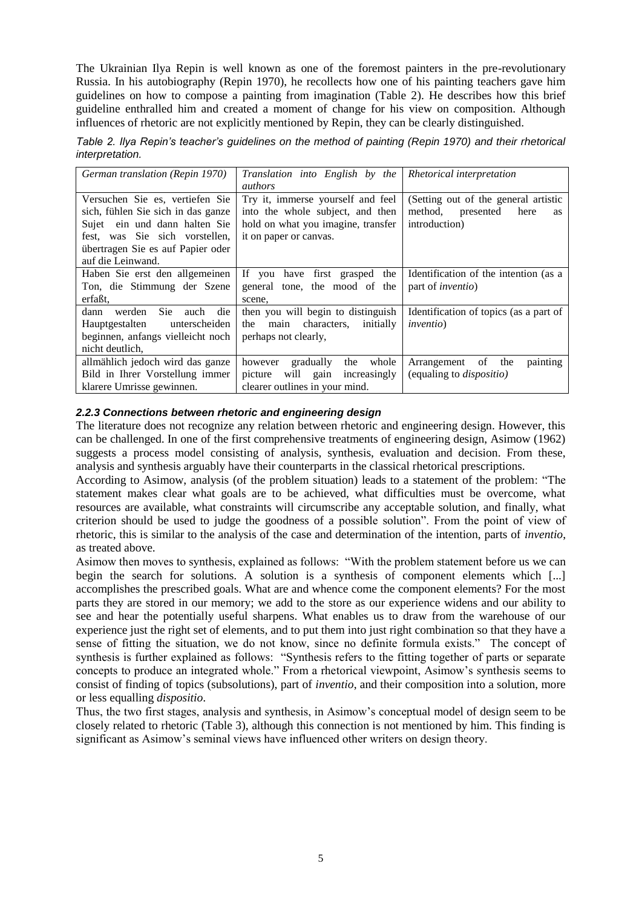The Ukrainian Ilya Repin is well known as one of the foremost painters in the pre-revolutionary Russia. In his autobiography (Repin 1970), he recollects how one of his painting teachers gave him guidelines on how to compose a painting from imagination (Table 2). He describes how this brief guideline enthralled him and created a moment of change for his view on composition. Although influences of rhetoric are not explicitly mentioned by Repin, they can be clearly distinguished.

*Table 2. Ilya Repin's teacher's guidelines on the method of painting (Repin 1970) and their rhetorical interpretation.*

| *German translation (Repin 1970)* | *Translation into English by the authors* | *Rhetorical interpretation* |
|---|---|---|
| Versuchen Sie es, vertiefen Sie sich, fühlen Sie sich in das ganze Sujet ein und dann halten Sie fest, was Sie sich vorstellen, übertragen Sie es auf Papier oder auf die Leinwand. | Try it, immerse yourself and feel into the whole subject, and then hold on what you imagine, transfer it on paper or canvas. | (Setting out of the general artistic method, presented here as introduction) |
| Haben Sie erst den allgemeinen Ton, die Stimmung der Szene erfaßt, | If you have first grasped the general tone, the mood of the scene, | Identification of the intention (as a part of *inventio*) |
| dann werden Sie auch die Hauptgestalten unterscheiden beginnen, anfangs vielleicht noch nicht deutlich, | then you will begin to distinguish the main characters, initially perhaps not clearly, | Identification of topics (as a part of *inventio*) |
| allmählich jedoch wird das ganze Bild in Ihrer Vorstellung immer klarere Umrisse gewinnen. | however gradually the whole picture will gain increasingly clearer outlines in your mind. | Arrangement of the painting (equaling to *dispositio)* |

#### *2.2.3 Connections between rhetoric and engineering design*

The literature does not recognize any relation between rhetoric and engineering design. However, this can be challenged. In one of the first comprehensive treatments of engineering design, Asimow (1962) suggests a process model consisting of analysis, synthesis, evaluation and decision. From these, analysis and synthesis arguably have their counterparts in the classical rhetorical prescriptions.

According to Asimow, analysis (of the problem situation) leads to a statement of the problem: "The statement makes clear what goals are to be achieved, what difficulties must be overcome, what resources are available, what constraints will circumscribe any acceptable solution, and finally, what criterion should be used to judge the goodness of a possible solution". From the point of view of rhetoric, this is similar to the analysis of the case and determination of the intention, parts of *inventio*, as treated above.

Asimow then moves to synthesis, explained as follows: "With the problem statement before us we can begin the search for solutions. A solution is a synthesis of component elements which [...] accomplishes the prescribed goals. What are and whence come the component elements? For the most parts they are stored in our memory; we add to the store as our experience widens and our ability to see and hear the potentially useful sharpens. What enables us to draw from the warehouse of our experience just the right set of elements, and to put them into just right combination so that they have a sense of fitting the situation, we do not know, since no definite formula exists." The concept of synthesis is further explained as follows: "Synthesis refers to the fitting together of parts or separate concepts to produce an integrated whole." From a rhetorical viewpoint, Asimow's synthesis seems to consist of finding of topics (subsolutions), part of *inventio*, and their composition into a solution, more or less equalling *dispositio*.

Thus, the two first stages, analysis and synthesis, in Asimow's conceptual model of design seem to be closely related to rhetoric (Table 3), although this connection is not mentioned by him. This finding is significant as Asimow's seminal views have influenced other writers on design theory.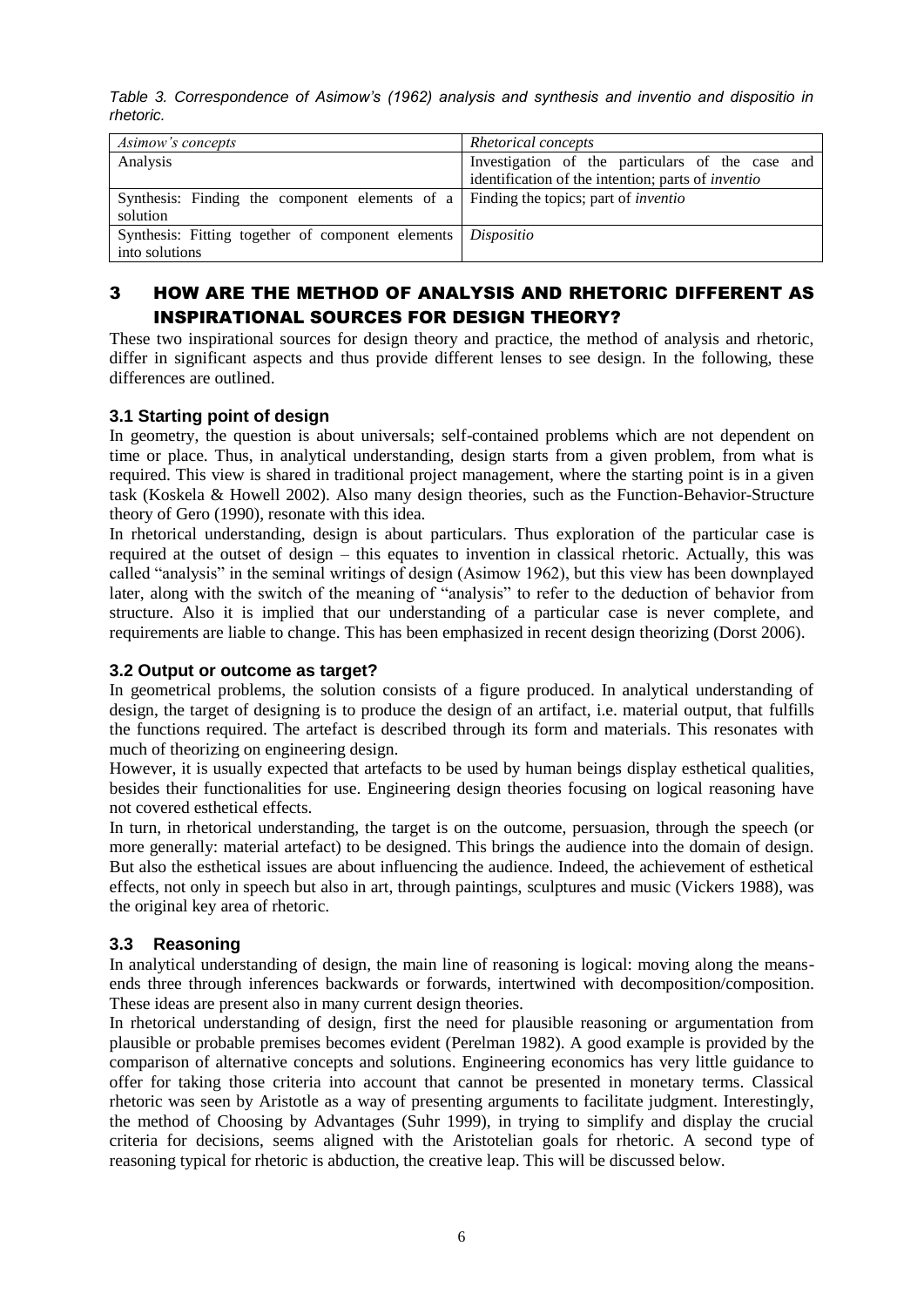*Table 3. Correspondence of Asimow's (1962) analysis and synthesis and inventio and dispositio in rhetoric.*

| *Asimow's concepts* | *Rhetorical concepts* |
|---|---|
| Analysis | Investigation of the particulars of the case and identification of the intention; parts of *inventio* |
| Synthesis: Finding the component elements of a solution | Finding the topics; part of *inventio* |
| Synthesis: Fitting together of component elements into solutions | *Dispositio* |

## 3 HOW ARE THE METHOD OF ANALYSIS AND RHETORIC DIFFERENT AS INSPIRATIONAL SOURCES FOR DESIGN THEORY?

These two inspirational sources for design theory and practice, the method of analysis and rhetoric, differ in significant aspects and thus provide different lenses to see design. In the following, these differences are outlined.

### 3.1 Starting point of design

In geometry, the question is about universals; self-contained problems which are not dependent on time or place. Thus, in analytical understanding, design starts from a given problem, from what is required. This view is shared in traditional project management, where the starting point is in a given task (Koskela & Howell 2002). Also many design theories, such as the Function-Behavior-Structure theory of Gero (1990), resonate with this idea.

In rhetorical understanding, design is about particulars. Thus exploration of the particular case is required at the outset of design – this equates to invention in classical rhetoric. Actually, this was called "analysis" in the seminal writings of design (Asimow 1962), but this view has been downplayed later, along with the switch of the meaning of "analysis" to refer to the deduction of behavior from structure. Also it is implied that our understanding of a particular case is never complete, and requirements are liable to change. This has been emphasized in recent design theorizing (Dorst 2006).

### 3.2 Output or outcome as target?

In geometrical problems, the solution consists of a figure produced. In analytical understanding of design, the target of designing is to produce the design of an artifact, i.e. material output, that fulfills the functions required. The artefact is described through its form and materials. This resonates with much of theorizing on engineering design.

However, it is usually expected that artefacts to be used by human beings display esthetical qualities, besides their functionalities for use. Engineering design theories focusing on logical reasoning have not covered esthetical effects.

In turn, in rhetorical understanding, the target is on the outcome, persuasion, through the speech (or more generally: material artefact) to be designed. This brings the audience into the domain of design. But also the esthetical issues are about influencing the audience. Indeed, the achievement of esthetical effects, not only in speech but also in art, through paintings, sculptures and music (Vickers 1988), was the original key area of rhetoric.

### 3.3 Reasoning

In analytical understanding of design, the main line of reasoning is logical: moving along the means-ends three through inferences backwards or forwards, intertwined with decomposition/composition. These ideas are present also in many current design theories.

In rhetorical understanding of design, first the need for plausible reasoning or argumentation from plausible or probable premises becomes evident (Perelman 1982). A good example is provided by the comparison of alternative concepts and solutions. Engineering economics has very little guidance to offer for taking those criteria into account that cannot be presented in monetary terms. Classical rhetoric was seen by Aristotle as a way of presenting arguments to facilitate judgment. Interestingly, the method of Choosing by Advantages (Suhr 1999), in trying to simplify and display the crucial criteria for decisions, seems aligned with the Aristotelian goals for rhetoric. A second type of reasoning typical for rhetoric is abduction, the creative leap. This will be discussed below.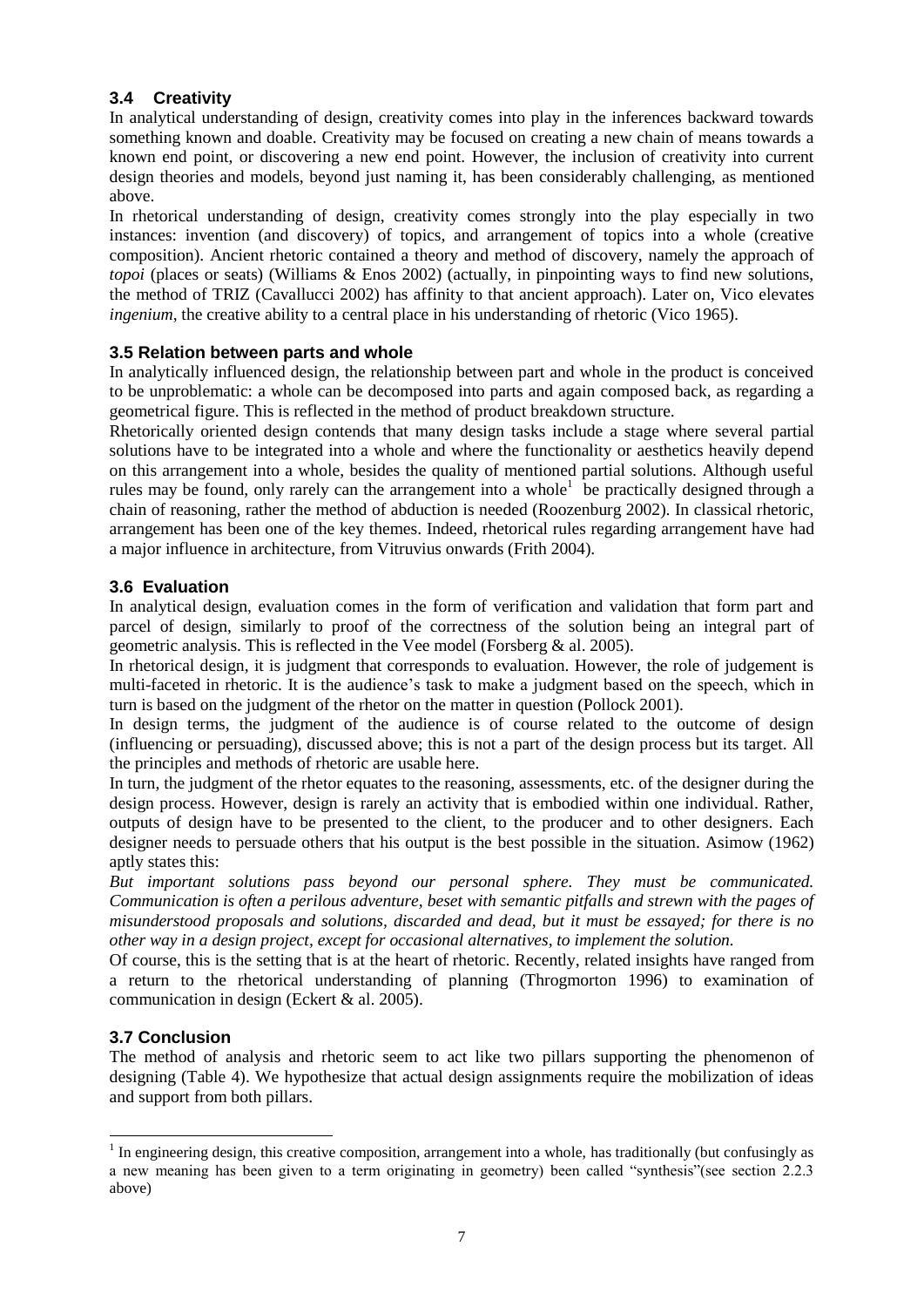### 3.4 Creativity

In analytical understanding of design, creativity comes into play in the inferences backward towards something known and doable. Creativity may be focused on creating a new chain of means towards a known end point, or discovering a new end point. However, the inclusion of creativity into current design theories and models, beyond just naming it, has been considerably challenging, as mentioned above.

In rhetorical understanding of design, creativity comes strongly into the play especially in two instances: invention (and discovery) of topics, and arrangement of topics into a whole (creative composition). Ancient rhetoric contained a theory and method of discovery, namely the approach of *topoi* (places or seats) (Williams & Enos 2002) (actually, in pinpointing ways to find new solutions, the method of TRIZ (Cavallucci 2002) has affinity to that ancient approach). Later on, Vico elevates *ingenium*, the creative ability to a central place in his understanding of rhetoric (Vico 1965).

### 3.5 Relation between parts and whole

In analytically influenced design, the relationship between part and whole in the product is conceived to be unproblematic: a whole can be decomposed into parts and again composed back, as regarding a geometrical figure. This is reflected in the method of product breakdown structure.

Rhetorically oriented design contends that many design tasks include a stage where several partial solutions have to be integrated into a whole and where the functionality or aesthetics heavily depend on this arrangement into a whole, besides the quality of mentioned partial solutions. Although useful rules may be found, only rarely can the arrangement into a whole[1] be practically designed through a chain of reasoning, rather the method of abduction is needed (Roozenburg 2002). In classical rhetoric, arrangement has been one of the key themes. Indeed, rhetorical rules regarding arrangement have had a major influence in architecture, from Vitruvius onwards (Frith 2004).

### 3.6 Evaluation

In analytical design, evaluation comes in the form of verification and validation that form part and parcel of design, similarly to proof of the correctness of the solution being an integral part of geometric analysis. This is reflected in the Vee model (Forsberg & al. 2005).

In rhetorical design, it is judgment that corresponds to evaluation. However, the role of judgement is multi-faceted in rhetoric. It is the audience's task to make a judgment based on the speech, which in turn is based on the judgment of the rhetor on the matter in question (Pollock 2001).

In design terms, the judgment of the audience is of course related to the outcome of design (influencing or persuading), discussed above; this is not a part of the design process but its target. All the principles and methods of rhetoric are usable here.

In turn, the judgment of the rhetor equates to the reasoning, assessments, etc. of the designer during the design process. However, design is rarely an activity that is embodied within one individual. Rather, outputs of design have to be presented to the client, to the producer and to other designers. Each designer needs to persuade others that his output is the best possible in the situation. Asimow (1962) aptly states this:

*But important solutions pass beyond our personal sphere. They must be communicated. Communication is often a perilous adventure, beset with semantic pitfalls and strewn with the pages of misunderstood proposals and solutions, discarded and dead, but it must be essayed; for there is no other way in a design project, except for occasional alternatives, to implement the solution.*

Of course, this is the setting that is at the heart of rhetoric. Recently, related insights have ranged from a return to the rhetorical understanding of planning (Throgmorton 1996) to examination of communication in design (Eckert & al. 2005).

### 3.7 Conclusion

The method of analysis and rhetoric seem to act like two pillars supporting the phenomenon of designing (Table 4). We hypothesize that actual design assignments require the mobilization of ideas and support from both pillars.

---

[1] In engineering design, this creative composition, arrangement into a whole, has traditionally (but confusingly as a new meaning has been given to a term originating in geometry) been called "synthesis"(see section 2.2.3 above)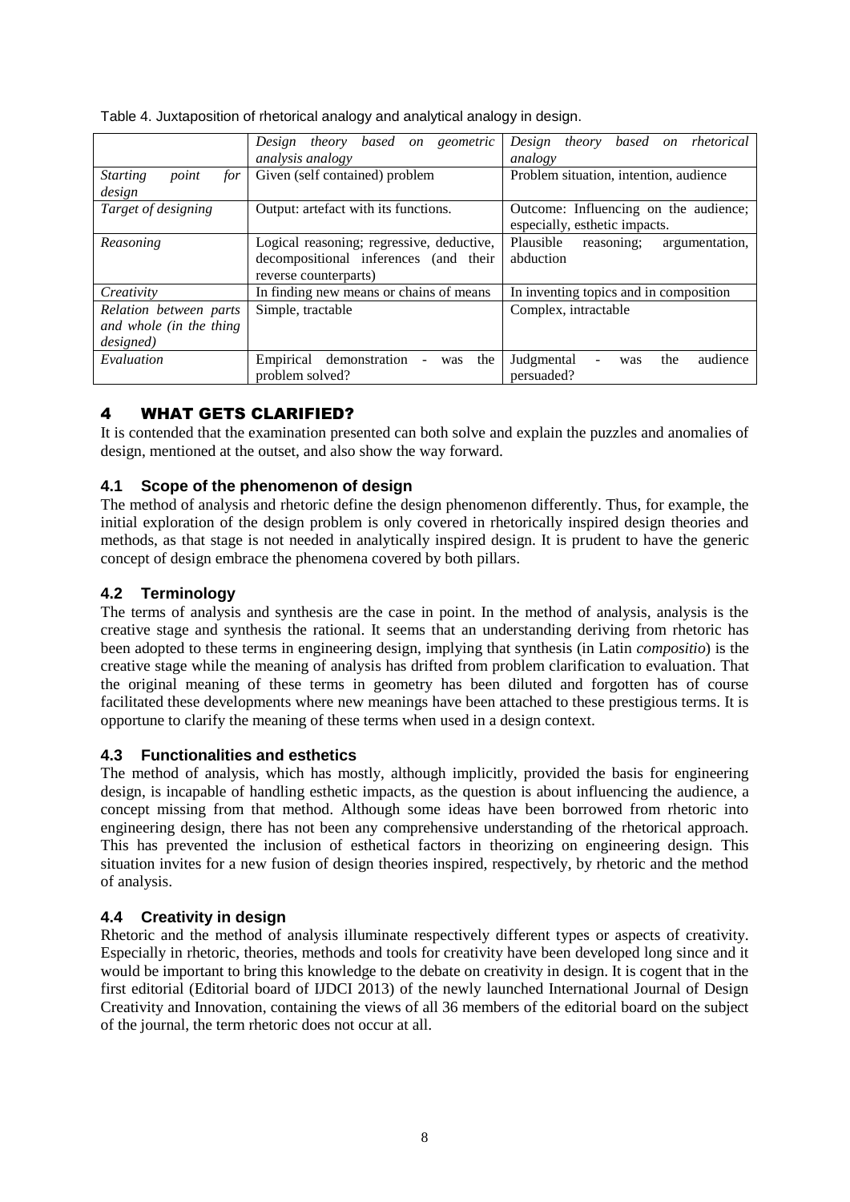Table 4. Juxtaposition of rhetorical analogy and analytical analogy in design.

| | *Design theory based on geometric analysis analogy* | *Design theory based on rhetorical analogy* |
|---|---|---|
| *Starting point for design* | Given (self contained) problem | Problem situation, intention, audience |
| *Target of designing* | Output: artefact with its functions. | Outcome: Influencing on the audience; especially, esthetic impacts. |
| *Reasoning* | Logical reasoning; regressive, deductive, decompositional inferences (and their reverse counterparts) | Plausible reasoning; argumentation, abduction |
| *Creativity* | In finding new means or chains of means | In inventing topics and in composition |
| *Relation between parts and whole (in the thing designed)* | Simple, tractable | Complex, intractable |
| *Evaluation* | Empirical demonstration - was the problem solved? | Judgmental - was the audience persuaded? |

# 4 WHAT GETS CLARIFIED?

It is contended that the examination presented can both solve and explain the puzzles and anomalies of design, mentioned at the outset, and also show the way forward.

## 4.1 Scope of the phenomenon of design

The method of analysis and rhetoric define the design phenomenon differently. Thus, for example, the initial exploration of the design problem is only covered in rhetorically inspired design theories and methods, as that stage is not needed in analytically inspired design. It is prudent to have the generic concept of design embrace the phenomena covered by both pillars.

## 4.2 Terminology

The terms of analysis and synthesis are the case in point. In the method of analysis, analysis is the creative stage and synthesis the rational. It seems that an understanding deriving from rhetoric has been adopted to these terms in engineering design, implying that synthesis (in Latin *compositio*) is the creative stage while the meaning of analysis has drifted from problem clarification to evaluation. That the original meaning of these terms in geometry has been diluted and forgotten has of course facilitated these developments where new meanings have been attached to these prestigious terms. It is opportune to clarify the meaning of these terms when used in a design context.

## 4.3 Functionalities and esthetics

The method of analysis, which has mostly, although implicitly, provided the basis for engineering design, is incapable of handling esthetic impacts, as the question is about influencing the audience, a concept missing from that method. Although some ideas have been borrowed from rhetoric into engineering design, there has not been any comprehensive understanding of the rhetorical approach. This has prevented the inclusion of esthetical factors in theorizing on engineering design. This situation invites for a new fusion of design theories inspired, respectively, by rhetoric and the method of analysis.

## 4.4 Creativity in design

Rhetoric and the method of analysis illuminate respectively different types or aspects of creativity. Especially in rhetoric, theories, methods and tools for creativity have been developed long since and it would be important to bring this knowledge to the debate on creativity in design. It is cogent that in the first editorial (Editorial board of IJDCI 2013) of the newly launched International Journal of Design Creativity and Innovation, containing the views of all 36 members of the editorial board on the subject of the journal, the term rhetoric does not occur at all.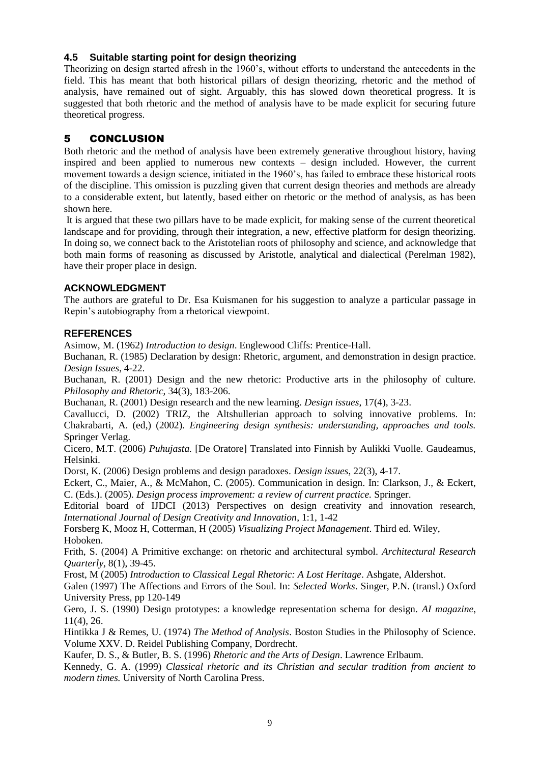### 4.5 Suitable starting point for design theorizing

Theorizing on design started afresh in the 1960's, without efforts to understand the antecedents in the field. This has meant that both historical pillars of design theorizing, rhetoric and the method of analysis, have remained out of sight. Arguably, this has slowed down theoretical progress. It is suggested that both rhetoric and the method of analysis have to be made explicit for securing future theoretical progress.

## 5 CONCLUSION

Both rhetoric and the method of analysis have been extremely generative throughout history, having inspired and been applied to numerous new contexts – design included. However, the current movement towards a design science, initiated in the 1960's, has failed to embrace these historical roots of the discipline. This omission is puzzling given that current design theories and methods are already to a considerable extent, but latently, based either on rhetoric or the method of analysis, as has been shown here.

It is argued that these two pillars have to be made explicit, for making sense of the current theoretical landscape and for providing, through their integration, a new, effective platform for design theorizing. In doing so, we connect back to the Aristotelian roots of philosophy and science, and acknowledge that both main forms of reasoning as discussed by Aristotle, analytical and dialectical (Perelman 1982), have their proper place in design.

### ACKNOWLEDGMENT

The authors are grateful to Dr. Esa Kuismanen for his suggestion to analyze a particular passage in Repin's autobiography from a rhetorical viewpoint.

### REFERENCES

Asimow, M. (1962) *Introduction to design*. Englewood Cliffs: Prentice-Hall.

Buchanan, R. (1985) Declaration by design: Rhetoric, argument, and demonstration in design practice. *Design Issues*, 4-22.

Buchanan, R. (2001) Design and the new rhetoric: Productive arts in the philosophy of culture. *Philosophy and Rhetoric*, 34(3), 183-206.

Buchanan, R. (2001) Design research and the new learning. *Design issues*, 17(4), 3-23.

Cavallucci, D. (2002) TRIZ, the Altshullerian approach to solving innovative problems. In: Chakrabarti, A. (ed,) (2002). *Engineering design synthesis: understanding, approaches and tools.* Springer Verlag.

Cicero, M.T. (2006) *Puhujasta.* [De Oratore] Translated into Finnish by Aulikki Vuolle. Gaudeamus, Helsinki.

Dorst, K. (2006) Design problems and design paradoxes. *Design issues*, 22(3), 4-17.

Eckert, C., Maier, A., & McMahon, C. (2005). Communication in design. In: Clarkson, J., & Eckert, C. (Eds.). (2005). *Design process improvement: a review of current practice.* Springer.

Editorial board of IJDCI (2013) Perspectives on design creativity and innovation research, *International Journal of Design Creativity and Innovation*, 1:1, 1-42

Forsberg K, Mooz H, Cotterman, H (2005) *Visualizing Project Management*. Third ed. Wiley, Hoboken.

Frith, S. (2004) A Primitive exchange: on rhetoric and architectural symbol. *Architectural Research Quarterly*, 8(1), 39-45.

Frost, M (2005) *Introduction to Classical Legal Rhetoric: A Lost Heritage*. Ashgate, Aldershot.

Galen (1997) The Affections and Errors of the Soul. In: *Selected Works*. Singer, P.N. (transl.) Oxford University Press, pp 120-149

Gero, J. S. (1990) Design prototypes: a knowledge representation schema for design. *AI magazine*, 11(4), 26.

Hintikka J & Remes, U. (1974) *The Method of Analysis*. Boston Studies in the Philosophy of Science. Volume XXV. D. Reidel Publishing Company, Dordrecht.

Kaufer, D. S., & Butler, B. S. (1996) *Rhetoric and the Arts of Design*. Lawrence Erlbaum.

Kennedy, G. A. (1999) *Classical rhetoric and its Christian and secular tradition from ancient to modern times.* University of North Carolina Press.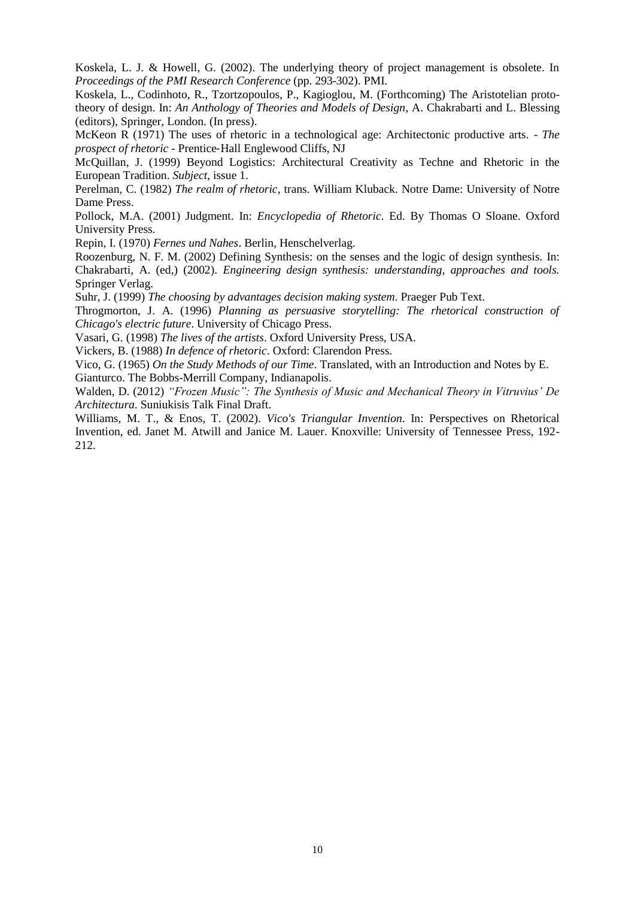Koskela, L. J. & Howell, G. (2002). The underlying theory of project management is obsolete. In *Proceedings of the PMI Research Conference* (pp. 293-302). PMI.

Koskela, L., Codinhoto, R., Tzortzopoulos, P., Kagioglou, M. (Forthcoming) The Aristotelian proto-theory of design. In: *An Anthology of Theories and Models of Design*, A. Chakrabarti and L. Blessing (editors), Springer, London. (In press).

McKeon R (1971) The uses of rhetoric in a technological age: Architectonic productive arts. - *The prospect of rhetoric* - Prentice-Hall Englewood Cliffs, NJ

McQuillan, J. (1999) Beyond Logistics: Architectural Creativity as Techne and Rhetoric in the European Tradition. *Subject*, issue 1.

Perelman, C. (1982) *The realm of rhetoric*, trans. William Kluback. Notre Dame: University of Notre Dame Press.

Pollock, M.A. (2001) Judgment. In: *Encyclopedia of Rhetoric*. Ed. By Thomas O Sloane. Oxford University Press.

Repin, I. (1970) *Fernes und Nahes*. Berlin, Henschelverlag.

Roozenburg, N. F. M. (2002) Defining Synthesis: on the senses and the logic of design synthesis. In: Chakrabarti, A. (ed,) (2002). *Engineering design synthesis: understanding, approaches and tools.* Springer Verlag.

Suhr, J. (1999) *The choosing by advantages decision making system*. Praeger Pub Text.

Throgmorton, J. A. (1996) *Planning as persuasive storytelling: The rhetorical construction of Chicago's electric future*. University of Chicago Press.

Vasari, G. (1998) *The lives of the artists*. Oxford University Press, USA.

Vickers, B. (1988) *In defence of rhetoric*. Oxford: Clarendon Press.

Vico, G. (1965) *On the Study Methods of our Time*. Translated, with an Introduction and Notes by E. Gianturco. The Bobbs-Merrill Company, Indianapolis.

Walden, D. (2012) *"Frozen Music": The Synthesis of Music and Mechanical Theory in Vitruvius' De Architectura*. Suniukisis Talk Final Draft.

Williams, M. T., & Enos, T. (2002). *Vico's Triangular Invention*. In: Perspectives on Rhetorical Invention, ed. Janet M. Atwill and Janice M. Lauer. Knoxville: University of Tennessee Press, 192-212.